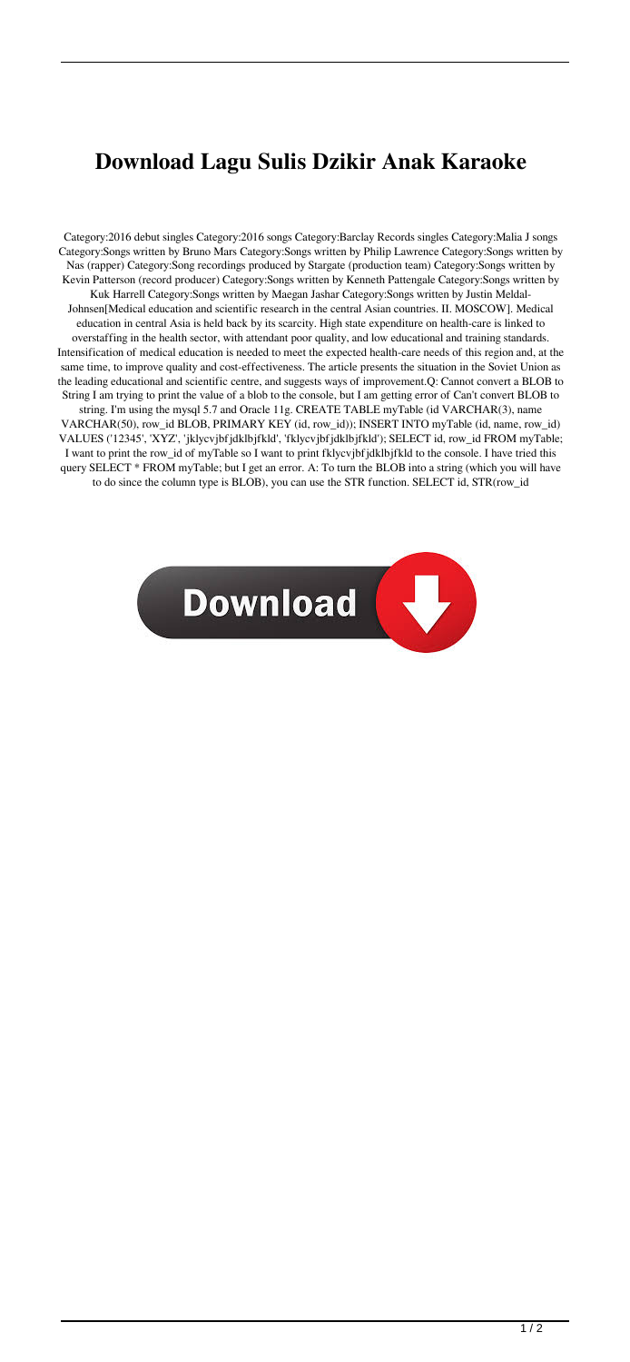# Download Lagu Sulis Dzikir Anak Karaoke

Category:2016 debut singles Category:2016 songs Category:Barclay Records singles Category:Malia J songs Category:Songs written by Bruno Mars Category:Songs written by Philip Lawrence Category:Songs written by Nas (rapper) Category:Song recordings produced by Stargate (production team) Category:Songs written by Kevin Patterson (record producer) Category:Songs written by Kenneth Pattengale Category:Songs written by Kuk Harrell Category:Songs written by Maegan Jashar Category:Songs written by Justin Meldal-Johnsen[Medical education and scientific research in the central Asian countries. II. MOSCOW]. Medical education in central Asia is held back by its scarcity. High state expenditure on health-care is linked to overstaffing in the health sector, with attendant poor quality, and low educational and training standards. Intensification of medical education is needed to meet the expected health-care needs of this region and, at the same time, to improve quality and cost-effectiveness. The article presents the situation in the Soviet Union as the leading educational and scientific centre, and suggests ways of improvement.Q: Cannot convert a BLOB to String I am trying to print the value of a blob to the console, but I am getting error of Can't convert BLOB to string. I'm using the mysql 5.7 and Oracle 11g. CREATE TABLE myTable (id VARCHAR(3), name VARCHAR(50), row_id BLOB, PRIMARY KEY (id, row_id)); INSERT INTO myTable (id, name, row_id) VALUES ('12345', 'XYZ', 'jklycvjbfjdklbjfkld', 'fklycvjbfjdklbjfkld'); SELECT id, row_id FROM myTable; I want to print the row_id of myTable so I want to print fklycvjbfjdklbjfkld to the console. I have tried this query SELECT * FROM myTable; but I get an error. A: To turn the BLOB into a string (which you will have to do since the column type is BLOB), you can use the STR function. SELECT id, STR(row_id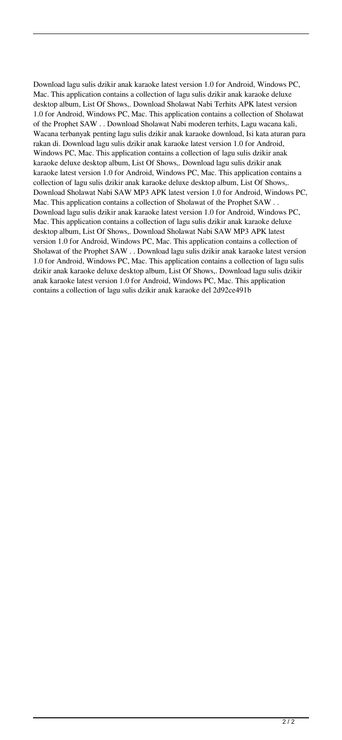Download lagu sulis dzikir anak karaoke latest version 1.0 for Android, Windows PC, Mac. This application contains a collection of lagu sulis dzikir anak karaoke deluxe desktop album, List Of Shows,. Download Sholawat Nabi Terhits APK latest version 1.0 for Android, Windows PC, Mac. This application contains a collection of Sholawat of the Prophet SAW . . Download Sholawat Nabi moderen terhits, Lagu wacana kali, Wacana terbanyak penting lagu sulis dzikir anak karaoke download, Isi kata aturan para rakan di. Download lagu sulis dzikir anak karaoke latest version 1.0 for Android, Windows PC, Mac. This application contains a collection of lagu sulis dzikir anak karaoke deluxe desktop album, List Of Shows,. Download lagu sulis dzikir anak karaoke latest version 1.0 for Android, Windows PC, Mac. This application contains a collection of lagu sulis dzikir anak karaoke deluxe desktop album, List Of Shows,. Download Sholawat Nabi SAW MP3 APK latest version 1.0 for Android, Windows PC, Mac. This application contains a collection of Sholawat of the Prophet SAW . . Download lagu sulis dzikir anak karaoke latest version 1.0 for Android, Windows PC, Mac. This application contains a collection of lagu sulis dzikir anak karaoke deluxe desktop album, List Of Shows,. Download Sholawat Nabi SAW MP3 APK latest version 1.0 for Android, Windows PC, Mac. This application contains a collection of Sholawat of the Prophet SAW . . Download lagu sulis dzikir anak karaoke latest version 1.0 for Android, Windows PC, Mac. This application contains a collection of lagu sulis dzikir anak karaoke deluxe desktop album, List Of Shows,. Download lagu sulis dzikir anak karaoke latest version 1.0 for Android, Windows PC, Mac. This application contains a collection of lagu sulis dzikir anak karaoke del 2d92ce491b